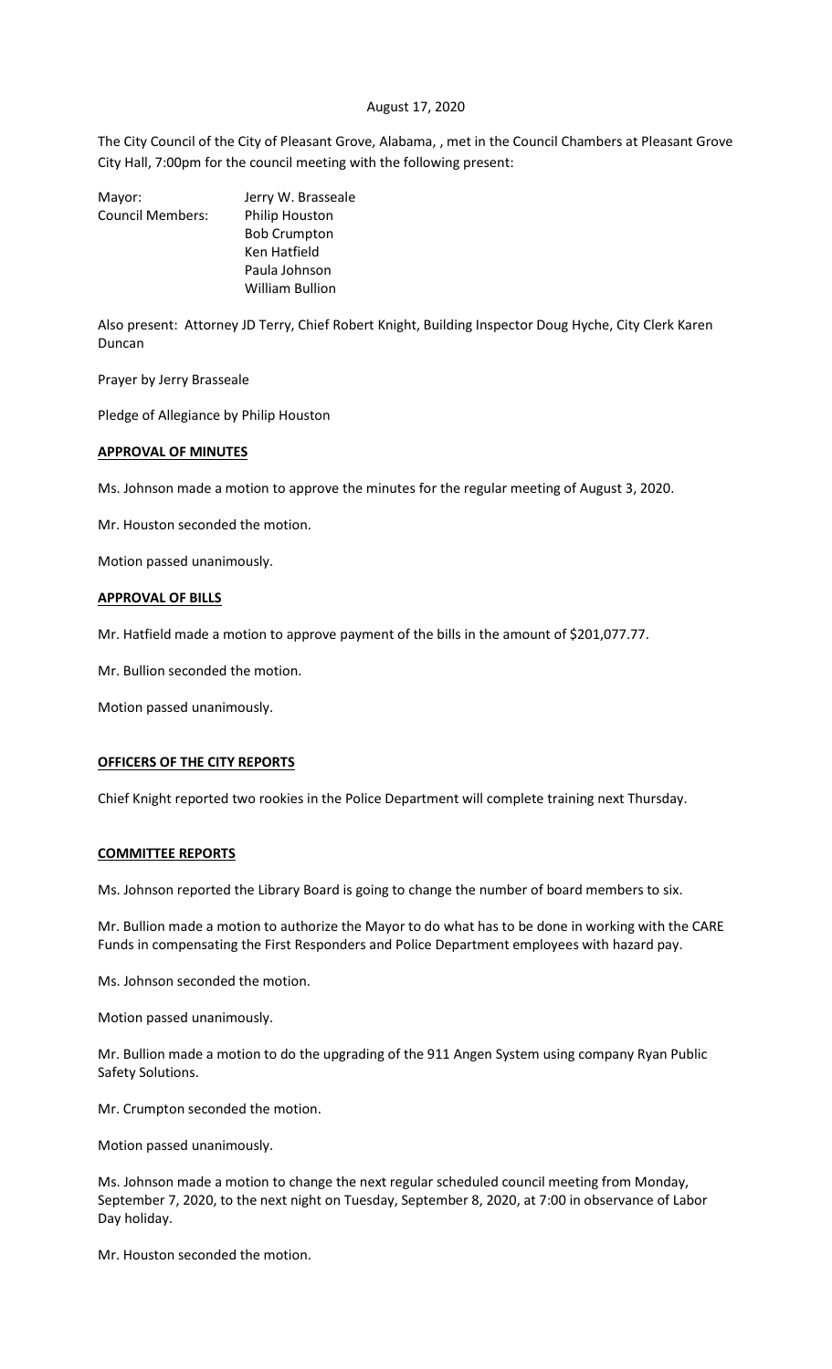August 17, 2020

The City Council of the City of Pleasant Grove, Alabama, , met in the Council Chambers at Pleasant Grove City Hall, 7:00pm for the council meeting with the following present:

| | |
|---|---|
| Mayor: | Jerry W. Brasseale |
| Council Members: | Philip Houston |
| | Bob Crumpton |
| | Ken Hatfield |
| | Paula Johnson |
| | William Bullion |

Also present: Attorney JD Terry, Chief Robert Knight, Building Inspector Doug Hyche, City Clerk Karen Duncan

Prayer by Jerry Brasseale

Pledge of Allegiance by Philip Houston

**APPROVAL OF MINUTES**

Ms. Johnson made a motion to approve the minutes for the regular meeting of August 3, 2020.

Mr. Houston seconded the motion.

Motion passed unanimously.

**APPROVAL OF BILLS**

Mr. Hatfield made a motion to approve payment of the bills in the amount of $201,077.77.

Mr. Bullion seconded the motion.

Motion passed unanimously.

**OFFICERS OF THE CITY REPORTS**

Chief Knight reported two rookies in the Police Department will complete training next Thursday.

**COMMITTEE REPORTS**

Ms. Johnson reported the Library Board is going to change the number of board members to six.

Mr. Bullion made a motion to authorize the Mayor to do what has to be done in working with the CARE Funds in compensating the First Responders and Police Department employees with hazard pay.

Ms. Johnson seconded the motion.

Motion passed unanimously.

Mr. Bullion made a motion to do the upgrading of the 911 Angen System using company Ryan Public Safety Solutions.

Mr. Crumpton seconded the motion.

Motion passed unanimously.

Ms. Johnson made a motion to change the next regular scheduled council meeting from Monday, September 7, 2020, to the next night on Tuesday, September 8, 2020, at 7:00 in observance of Labor Day holiday.

Mr. Houston seconded the motion.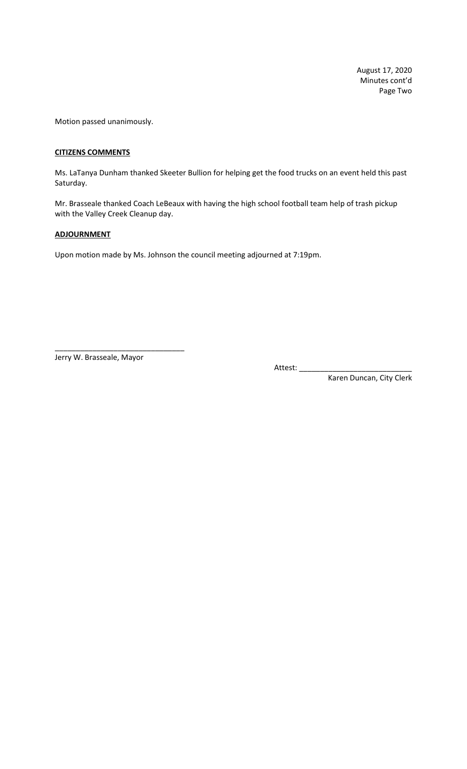Motion passed unanimously.

**CITIZENS COMMENTS**

Ms. LaTanya Dunham thanked Skeeter Bullion for helping get the food trucks on an event held this past Saturday.

Mr. Brasseale thanked Coach LeBeaux with having the high school football team help of trash pickup with the Valley Creek Cleanup day.

**ADJOURNMENT**

Upon motion made by Ms. Johnson the council meeting adjourned at 7:19pm.

______________________________
Jerry W. Brasseale, Mayor

Attest: ___________________________
Karen Duncan, City Clerk